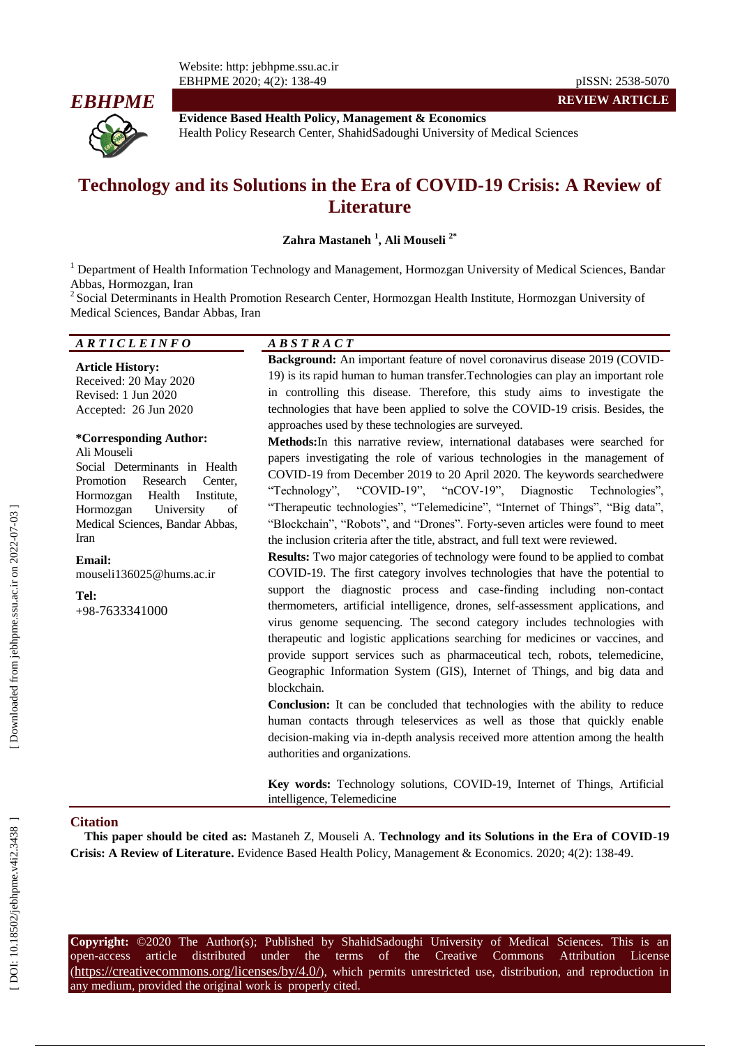# Technology and its Solutions in the Era of COVID-19 Crisis: A Review of Literature

**Zahra Mastaneh [1], Ali Mouseli [2*]**

[1] Department of Health Information Technology and Management, Hormozgan University of Medical Sciences, Bandar Abbas, Hormozgan, Iran

[2] Social Determinants in Health Promotion Research Center, Hormozgan Health Institute, Hormozgan University of Medical Sciences, Bandar Abbas, Iran

***ARTICLE INFO***

**Article History:**
Received: 20 May 2020
Revised: 1 Jun 2020
Accepted: 26 Jun 2020

**\*Corresponding Author:**
Ali Mouseli
Social Determinants in Health Promotion Research Center, Hormozgan Health Institute, Hormozgan University of Medical Sciences, Bandar Abbas, Iran

**Email:**
mouseli136025@hums.ac.ir

**Tel:**
+98-7633341000

***ABSTRACT***

**Background:** An important feature of novel coronavirus disease 2019 (COVID-19) is its rapid human to human transfer.Technologies can play an important role in controlling this disease. Therefore, this study aims to investigate the technologies that have been applied to solve the COVID-19 crisis. Besides, the approaches used by these technologies are surveyed.

**Methods:**In this narrative review, international databases were searched for papers investigating the role of various technologies in the management of COVID-19 from December 2019 to 20 April 2020. The keywords searchedwere "Technology", "COVID-19", "nCOV-19", Diagnostic Technologies", "Therapeutic technologies", "Telemedicine", "Internet of Things", "Big data", "Blockchain", "Robots", and "Drones". Forty-seven articles were found to meet the inclusion criteria after the title, abstract, and full text were reviewed.

**Results:** Two major categories of technology were found to be applied to combat COVID-19. The first category involves technologies that have the potential to support the diagnostic process and case-finding including non-contact thermometers, artificial intelligence, drones, self-assessment applications, and virus genome sequencing. The second category includes technologies with therapeutic and logistic applications searching for medicines or vaccines, and provide support services such as pharmaceutical tech, robots, telemedicine, Geographic Information System (GIS), Internet of Things, and big data and blockchain.

**Conclusion:** It can be concluded that technologies with the ability to reduce human contacts through teleservices as well as those that quickly enable decision-making via in-depth analysis received more attention among the health authorities and organizations.

**Key words:** Technology solutions, COVID-19, Internet of Things, Artificial intelligence, Telemedicine

## Citation

**This paper should be cited as:** Mastaneh Z, Mouseli A. **Technology and its Solutions in the Era of COVID-19 Crisis: A Review of Literature.** Evidence Based Health Policy, Management & Economics. 2020; 4(2): 138-49.

**Copyright:** ©2020 The Author(s); Published by ShahidSadoughi University of Medical Sciences. This is an open-access article distributed under the terms of the Creative Commons Attribution License (https://creativecommons.org/licenses/by/4.0/), which permits unrestricted use, distribution, and reproduction in any medium, provided the original work is properly cited.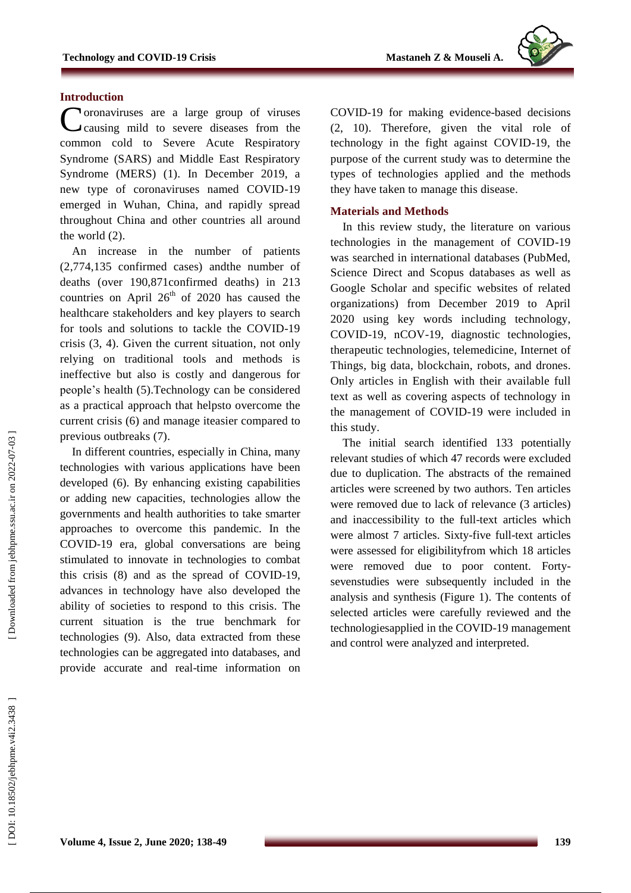## Introduction

Coronaviruses are a large group of viruses causing mild to severe diseases from the common cold to Severe Acute Respiratory Syndrome (SARS) and Middle East Respiratory Syndrome (MERS) (1). In December 2019, a new type of coronaviruses named COVID-19 emerged in Wuhan, China, and rapidly spread throughout China and other countries all around the world (2).

An increase in the number of patients (2,774,135 confirmed cases) andthe number of deaths (over 190,871confirmed deaths) in 213 countries on April 26th of 2020 has caused the healthcare stakeholders and key players to search for tools and solutions to tackle the COVID-19 crisis (3, 4). Given the current situation, not only relying on traditional tools and methods is ineffective but also is costly and dangerous for people's health (5).Technology can be considered as a practical approach that helpsto overcome the current crisis (6) and manage iteasier compared to previous outbreaks (7).

In different countries, especially in China, many technologies with various applications have been developed (6). By enhancing existing capabilities or adding new capacities, technologies allow the governments and health authorities to take smarter approaches to overcome this pandemic. In the COVID-19 era, global conversations are being stimulated to innovate in technologies to combat this crisis (8) and as the spread of COVID-19, advances in technology have also developed the ability of societies to respond to this crisis. The current situation is the true benchmark for technologies (9). Also, data extracted from these technologies can be aggregated into databases, and provide accurate and real-time information on COVID-19 for making evidence-based decisions (2, 10). Therefore, given the vital role of technology in the fight against COVID-19, the purpose of the current study was to determine the types of technologies applied and the methods they have taken to manage this disease.

## Materials and Methods

In this review study, the literature on various technologies in the management of COVID-19 was searched in international databases (PubMed, Science Direct and Scopus databases as well as Google Scholar and specific websites of related organizations) from December 2019 to April 2020 using key words including technology, COVID-19, nCOV-19, diagnostic technologies, therapeutic technologies, telemedicine, Internet of Things, big data, blockchain, robots, and drones. Only articles in English with their available full text as well as covering aspects of technology in the management of COVID-19 were included in this study.

The initial search identified 133 potentially relevant studies of which 47 records were excluded due to duplication. The abstracts of the remained articles were screened by two authors. Ten articles were removed due to lack of relevance (3 articles) and inaccessibility to the full-text articles which were almost 7 articles. Sixty-five full-text articles were assessed for eligibilityfrom which 18 articles were removed due to poor content. Forty-sevenstudies were subsequently included in the analysis and synthesis (Figure 1). The contents of selected articles were carefully reviewed and the technologiesapplied in the COVID-19 management and control were analyzed and interpreted.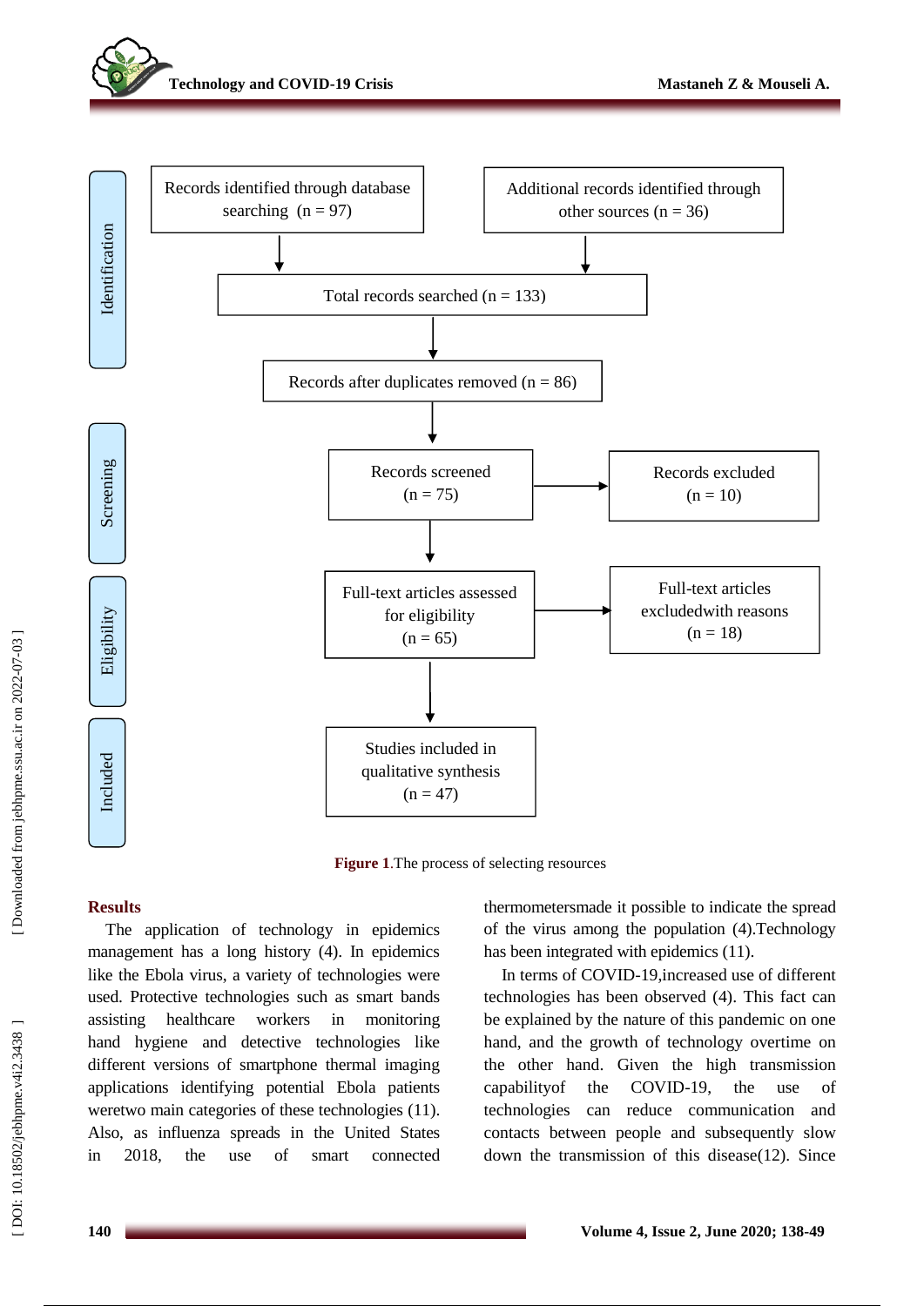**Identification**

Records identified through database searching (n = 97)

Additional records identified through other sources (n = 36)

Total records searched (n = 133)

Records after duplicates removed (n = 86)

**Screening**

Records screened (n = 75)

Records excluded (n = 10)

**Eligibility**

Full-text articles assessed for eligibility (n = 65)

Full-text articles excludedwith reasons (n = 18)

**Included**

Studies included in qualitative synthesis (n = 47)

**Figure 1**.The process of selecting resources

## Results

The application of technology in epidemics management has a long history (4). In epidemics like the Ebola virus, a variety of technologies were used. Protective technologies such as smart bands assisting healthcare workers in monitoring hand hygiene and detective technologies like different versions of smartphone thermal imaging applications identifying potential Ebola patients weretwo main categories of these technologies (11). Also, as influenza spreads in the United States in 2018, the use of smart connected thermometersmade it possible to indicate the spread of the virus among the population (4).Technology has been integrated with epidemics (11).

In terms of COVID-19,increased use of different technologies has been observed (4). This fact can be explained by the nature of this pandemic on one hand, and the growth of technology overtime on the other hand. Given the high transmission capabilityof the COVID-19, the use of technologies can reduce communication and contacts between people and subsequently slow down the transmission of this disease(12). Since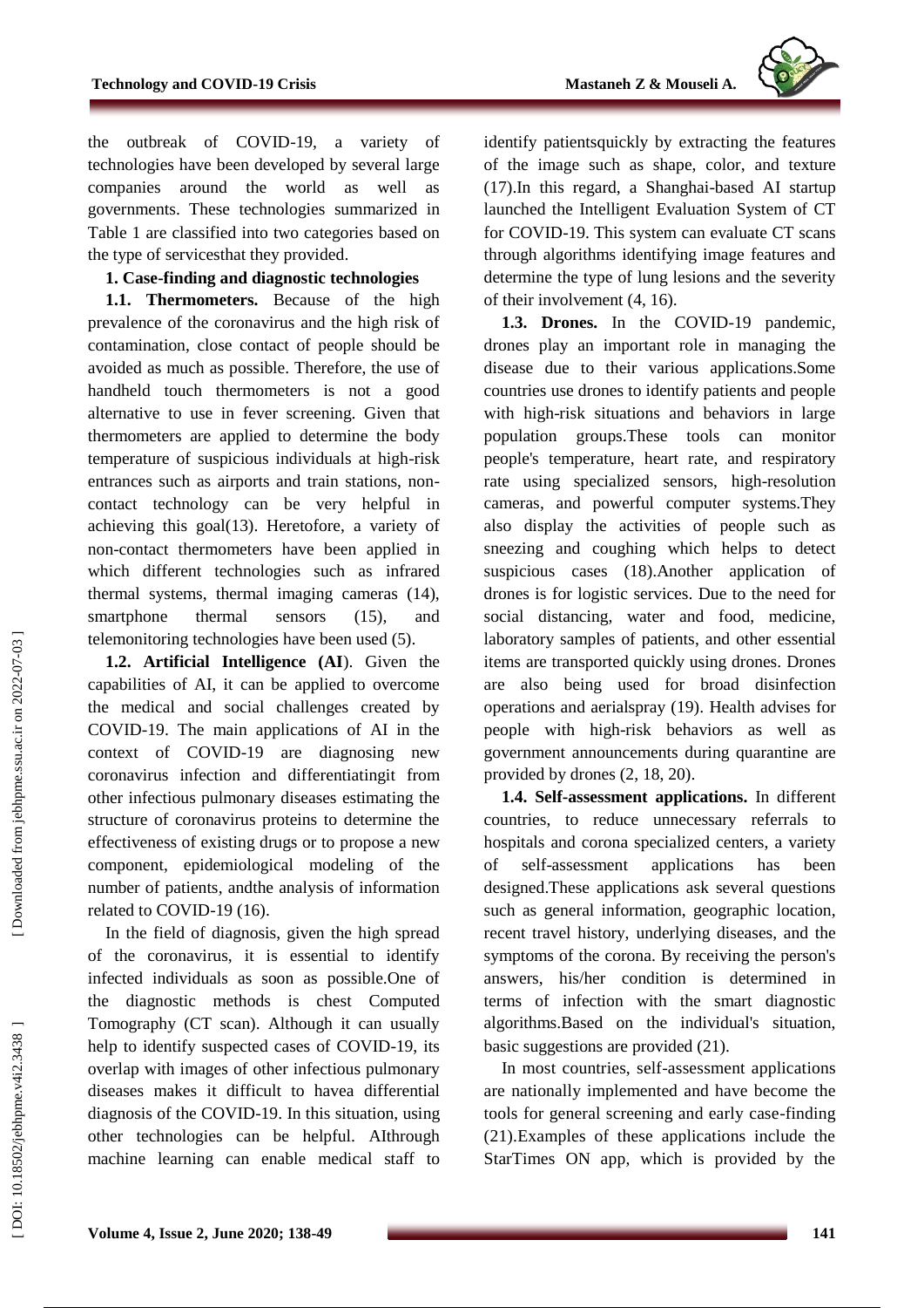the outbreak of COVID-19, a variety of technologies have been developed by several large companies around the world as well as governments. These technologies summarized in Table 1 are classified into two categories based on the type of servicesthat they provided.

**1. Case-finding and diagnostic technologies**

**1.1. Thermometers.** Because of the high prevalence of the coronavirus and the high risk of contamination, close contact of people should be avoided as much as possible. Therefore, the use of handheld touch thermometers is not a good alternative to use in fever screening. Given that thermometers are applied to determine the body temperature of suspicious individuals at high-risk entrances such as airports and train stations, non-contact technology can be very helpful in achieving this goal(13). Heretofore, a variety of non-contact thermometers have been applied in which different technologies such as infrared thermal systems, thermal imaging cameras (14), smartphone thermal sensors (15), and telemonitoring technologies have been used (5).

**1.2. Artificial Intelligence (AI**). Given the capabilities of AI, it can be applied to overcome the medical and social challenges created by COVID-19. The main applications of AI in the context of COVID-19 are diagnosing new coronavirus infection and differentiatingit from other infectious pulmonary diseases estimating the structure of coronavirus proteins to determine the effectiveness of existing drugs or to propose a new component, epidemiological modeling of the number of patients, andthe analysis of information related to COVID-19 (16).

In the field of diagnosis, given the high spread of the coronavirus, it is essential to identify infected individuals as soon as possible.One of the diagnostic methods is chest Computed Tomography (CT scan). Although it can usually help to identify suspected cases of COVID-19, its overlap with images of other infectious pulmonary diseases makes it difficult to havea differential diagnosis of the COVID-19. In this situation, using other technologies can be helpful. AIthrough machine learning can enable medical staff to identify patientsquickly by extracting the features of the image such as shape, color, and texture (17).In this regard, a Shanghai-based AI startup launched the Intelligent Evaluation System of CT for COVID-19. This system can evaluate CT scans through algorithms identifying image features and determine the type of lung lesions and the severity of their involvement (4, 16).

**1.3. Drones.** In the COVID-19 pandemic, drones play an important role in managing the disease due to their various applications.Some countries use drones to identify patients and people with high-risk situations and behaviors in large population groups.These tools can monitor people's temperature, heart rate, and respiratory rate using specialized sensors, high-resolution cameras, and powerful computer systems.They also display the activities of people such as sneezing and coughing which helps to detect suspicious cases (18).Another application of drones is for logistic services. Due to the need for social distancing, water and food, medicine, laboratory samples of patients, and other essential items are transported quickly using drones. Drones are also being used for broad disinfection operations and aerialspray (19). Health advises for people with high-risk behaviors as well as government announcements during quarantine are provided by drones (2, 18, 20).

**1.4. Self-assessment applications.** In different countries, to reduce unnecessary referrals to hospitals and corona specialized centers, a variety of self-assessment applications has been designed.These applications ask several questions such as general information, geographic location, recent travel history, underlying diseases, and the symptoms of the corona. By receiving the person's answers, his/her condition is determined in terms of infection with the smart diagnostic algorithms.Based on the individual's situation, basic suggestions are provided (21).

In most countries, self-assessment applications are nationally implemented and have become the tools for general screening and early case-finding (21).Examples of these applications include the StarTimes ON app, which is provided by the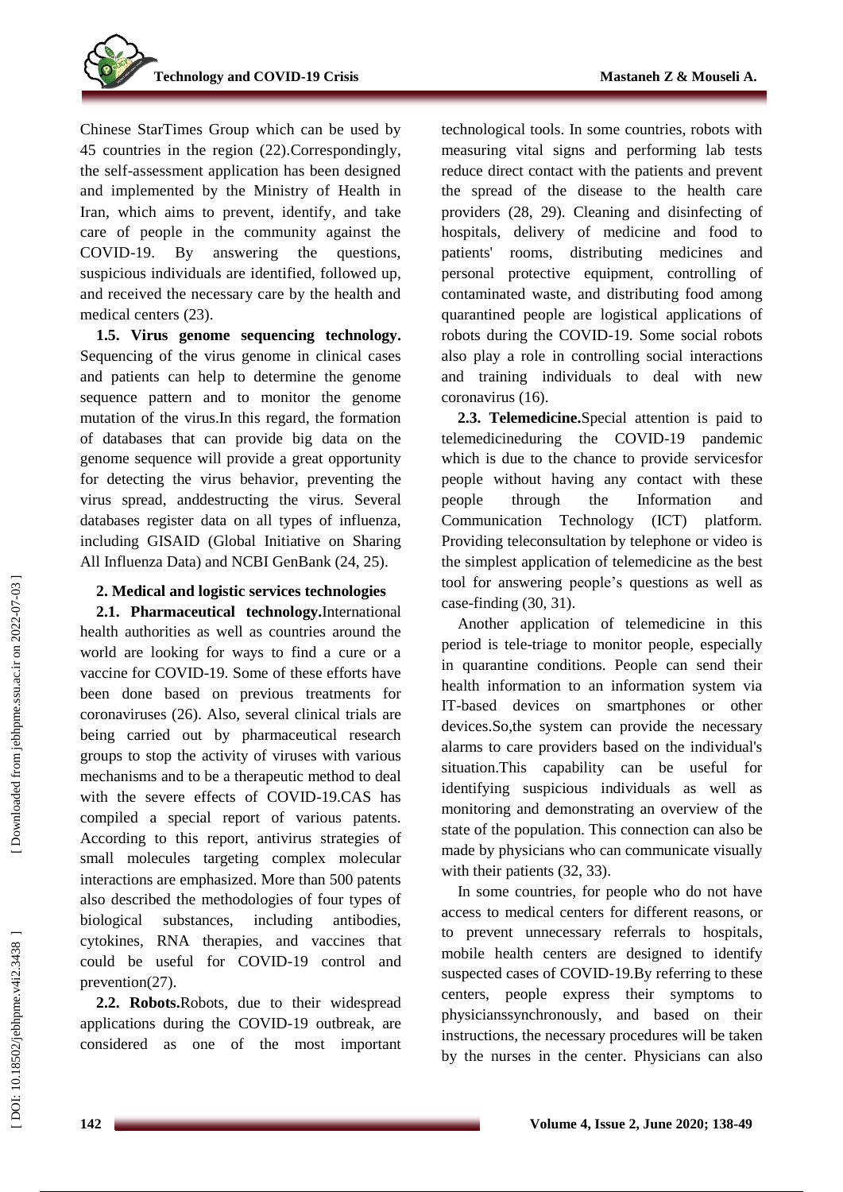Chinese StarTimes Group which can be used by 45 countries in the region (22).Correspondingly, the self-assessment application has been designed and implemented by the Ministry of Health in Iran, which aims to prevent, identify, and take care of people in the community against the COVID-19. By answering the questions, suspicious individuals are identified, followed up, and received the necessary care by the health and medical centers (23).

**1.5. Virus genome sequencing technology.** Sequencing of the virus genome in clinical cases and patients can help to determine the genome sequence pattern and to monitor the genome mutation of the virus.In this regard, the formation of databases that can provide big data on the genome sequence will provide a great opportunity for detecting the virus behavior, preventing the virus spread, anddestructing the virus. Several databases register data on all types of influenza, including GISAID (Global Initiative on Sharing All Influenza Data) and NCBI GenBank (24, 25).

### 2. Medical and logistic services technologies

**2.1. Pharmaceutical technology.**International health authorities as well as countries around the world are looking for ways to find a cure or a vaccine for COVID-19. Some of these efforts have been done based on previous treatments for coronaviruses (26). Also, several clinical trials are being carried out by pharmaceutical research groups to stop the activity of viruses with various mechanisms and to be a therapeutic method to deal with the severe effects of COVID-19.CAS has compiled a special report of various patents. According to this report, antivirus strategies of small molecules targeting complex molecular interactions are emphasized. More than 500 patents also described the methodologies of four types of biological substances, including antibodies, cytokines, RNA therapies, and vaccines that could be useful for COVID-19 control and prevention(27).

**2.2. Robots.**Robots, due to their widespread applications during the COVID-19 outbreak, are considered as one of the most important technological tools. In some countries, robots with measuring vital signs and performing lab tests reduce direct contact with the patients and prevent the spread of the disease to the health care providers (28, 29). Cleaning and disinfecting of hospitals, delivery of medicine and food to patients' rooms, distributing medicines and personal protective equipment, controlling of contaminated waste, and distributing food among quarantined people are logistical applications of robots during the COVID-19. Some social robots also play a role in controlling social interactions and training individuals to deal with new coronavirus (16).

**2.3. Telemedicine.**Special attention is paid to telemedicineduring the COVID-19 pandemic which is due to the chance to provide servicesfor people without having any contact with these people through the Information and Communication Technology (ICT) platform. Providing teleconsultation by telephone or video is the simplest application of telemedicine as the best tool for answering people's questions as well as case-finding (30, 31).

Another application of telemedicine in this period is tele-triage to monitor people, especially in quarantine conditions. People can send their health information to an information system via IT-based devices on smartphones or other devices.So,the system can provide the necessary alarms to care providers based on the individual's situation.This capability can be useful for identifying suspicious individuals as well as monitoring and demonstrating an overview of the state of the population. This connection can also be made by physicians who can communicate visually with their patients (32, 33).

In some countries, for people who do not have access to medical centers for different reasons, or to prevent unnecessary referrals to hospitals, mobile health centers are designed to identify suspected cases of COVID-19.By referring to these centers, people express their symptoms to physicianssynchronously, and based on their instructions, the necessary procedures will be taken by the nurses in the center. Physicians can also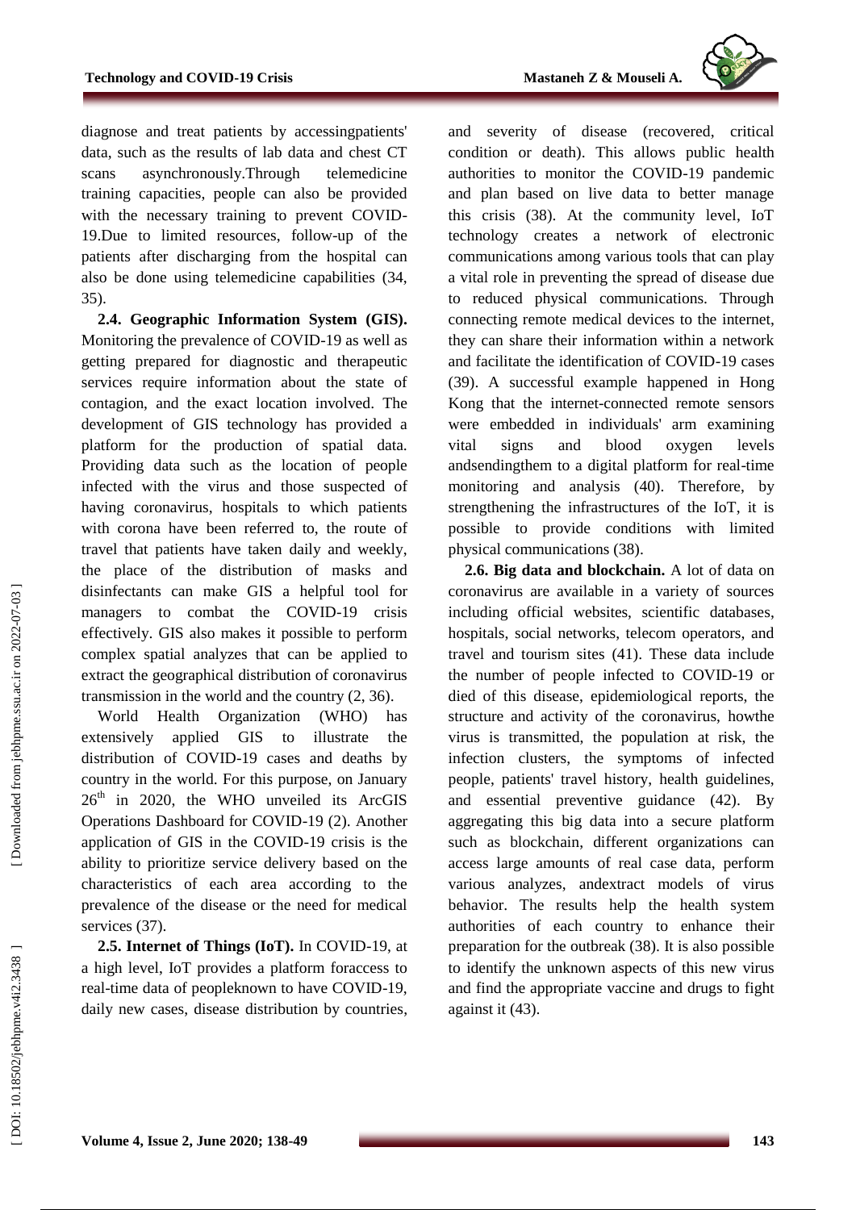diagnose and treat patients by accessingpatients' data, such as the results of lab data and chest CT scans asynchronously.Through telemedicine training capacities, people can also be provided with the necessary training to prevent COVID-19.Due to limited resources, follow-up of the patients after discharging from the hospital can also be done using telemedicine capabilities (34, 35).

**2.4. Geographic Information System (GIS).** Monitoring the prevalence of COVID-19 as well as getting prepared for diagnostic and therapeutic services require information about the state of contagion, and the exact location involved. The development of GIS technology has provided a platform for the production of spatial data. Providing data such as the location of people infected with the virus and those suspected of having coronavirus, hospitals to which patients with corona have been referred to, the route of travel that patients have taken daily and weekly, the place of the distribution of masks and disinfectants can make GIS a helpful tool for managers to combat the COVID-19 crisis effectively. GIS also makes it possible to perform complex spatial analyzes that can be applied to extract the geographical distribution of coronavirus transmission in the world and the country (2, 36).

World Health Organization (WHO) has extensively applied GIS to illustrate the distribution of COVID-19 cases and deaths by country in the world. For this purpose, on January 26th in 2020, the WHO unveiled its ArcGIS Operations Dashboard for COVID-19 (2). Another application of GIS in the COVID-19 crisis is the ability to prioritize service delivery based on the characteristics of each area according to the prevalence of the disease or the need for medical services (37).

**2.5. Internet of Things (IoT).** In COVID-19, at a high level, IoT provides a platform foraccess to real-time data of peopleknown to have COVID-19, daily new cases, disease distribution by countries, and severity of disease (recovered, critical condition or death). This allows public health authorities to monitor the COVID-19 pandemic and plan based on live data to better manage this crisis (38). At the community level, IoT technology creates a network of electronic communications among various tools that can play a vital role in preventing the spread of disease due to reduced physical communications. Through connecting remote medical devices to the internet, they can share their information within a network and facilitate the identification of COVID-19 cases (39). A successful example happened in Hong Kong that the internet-connected remote sensors were embedded in individuals' arm examining vital signs and blood oxygen levels andsendingthem to a digital platform for real-time monitoring and analysis (40). Therefore, by strengthening the infrastructures of the IoT, it is possible to provide conditions with limited physical communications (38).

**2.6. Big data and blockchain.** A lot of data on coronavirus are available in a variety of sources including official websites, scientific databases, hospitals, social networks, telecom operators, and travel and tourism sites (41). These data include the number of people infected to COVID-19 or died of this disease, epidemiological reports, the structure and activity of the coronavirus, howthe virus is transmitted, the population at risk, the infection clusters, the symptoms of infected people, patients' travel history, health guidelines, and essential preventive guidance (42). By aggregating this big data into a secure platform such as blockchain, different organizations can access large amounts of real case data, perform various analyzes, andextract models of virus behavior. The results help the health system authorities of each country to enhance their preparation for the outbreak (38). It is also possible to identify the unknown aspects of this new virus and find the appropriate vaccine and drugs to fight against it (43).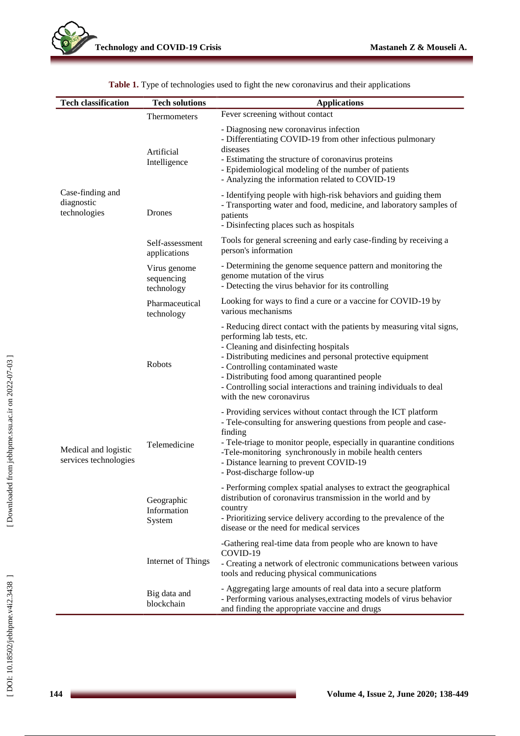**Table 1.** Type of technologies used to fight the new coronavirus and their applications

| Tech classification | Tech solutions | Applications |
|---|---|---|
| Case-finding and diagnostic technologies | Thermometers | Fever screening without contact |
| | Artificial Intelligence | - Diagnosing new coronavirus infection<br>- Differentiating COVID-19 from other infectious pulmonary diseases<br>- Estimating the structure of coronavirus proteins<br>- Epidemiological modeling of the number of patients<br>- Analyzing the information related to COVID-19 |
| | Drones | - Identifying people with high-risk behaviors and guiding them<br>- Transporting water and food, medicine, and laboratory samples of patients<br>- Disinfecting places such as hospitals |
| | Self-assessment applications | Tools for general screening and early case-finding by receiving a person's information |
| | Virus genome sequencing technology | - Determining the genome sequence pattern and monitoring the genome mutation of the virus<br>- Detecting the virus behavior for its controlling |
| | Pharmaceutical technology | Looking for ways to find a cure or a vaccine for COVID-19 by various mechanisms |
| Medical and logistic services technologies | Robots | - Reducing direct contact with the patients by measuring vital signs, performing lab tests, etc.<br>- Cleaning and disinfecting hospitals<br>- Distributing medicines and personal protective equipment<br>- Controlling contaminated waste<br>- Distributing food among quarantined people<br>- Controlling social interactions and training individuals to deal with the new coronavirus |
| | Telemedicine | - Providing services without contact through the ICT platform<br>- Tele-consulting for answering questions from people and case-finding<br>- Tele-triage to monitor people, especially in quarantine conditions<br>-Tele-monitoring synchronously in mobile health centers<br>- Distance learning to prevent COVID-19<br>- Post-discharge follow-up |
| | Geographic Information System | - Performing complex spatial analyses to extract the geographical distribution of coronavirus transmission in the world and by country<br>- Prioritizing service delivery according to the prevalence of the disease or the need for medical services |
| | Internet of Things | -Gathering real-time data from people who are known to have COVID-19<br>- Creating a network of electronic communications between various tools and reducing physical communications |
| | Big data and blockchain | - Aggregating large amounts of real data into a secure platform<br>- Performing various analyses,extracting models of virus behavior and finding the appropriate vaccine and drugs |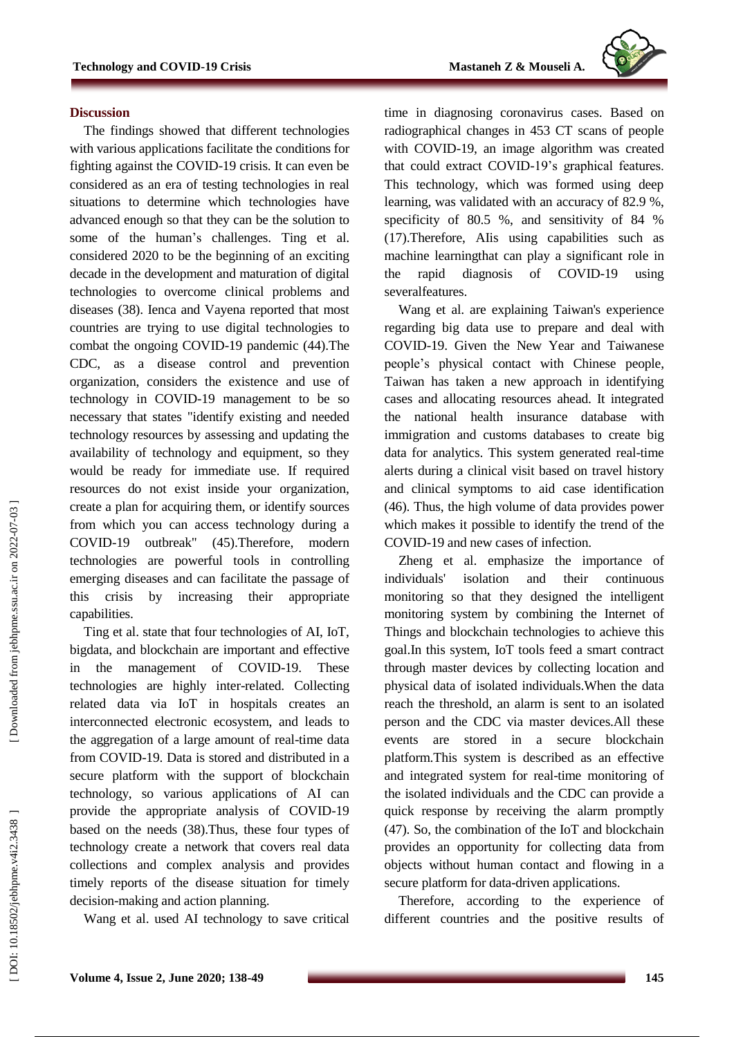## Discussion

The findings showed that different technologies with various applications facilitate the conditions for fighting against the COVID-19 crisis. It can even be considered as an era of testing technologies in real situations to determine which technologies have advanced enough so that they can be the solution to some of the human's challenges. Ting et al. considered 2020 to be the beginning of an exciting decade in the development and maturation of digital technologies to overcome clinical problems and diseases (38). Ienca and Vayena reported that most countries are trying to use digital technologies to combat the ongoing COVID-19 pandemic (44).The CDC, as a disease control and prevention organization, considers the existence and use of technology in COVID-19 management to be so necessary that states "identify existing and needed technology resources by assessing and updating the availability of technology and equipment, so they would be ready for immediate use. If required resources do not exist inside your organization, create a plan for acquiring them, or identify sources from which you can access technology during a COVID-19 outbreak" (45).Therefore, modern technologies are powerful tools in controlling emerging diseases and can facilitate the passage of this crisis by increasing their appropriate capabilities.

Ting et al. state that four technologies of AI, IoT, bigdata, and blockchain are important and effective in the management of COVID-19. These technologies are highly inter-related. Collecting related data via IoT in hospitals creates an interconnected electronic ecosystem, and leads to the aggregation of a large amount of real-time data from COVID-19. Data is stored and distributed in a secure platform with the support of blockchain technology, so various applications of AI can provide the appropriate analysis of COVID-19 based on the needs (38).Thus, these four types of technology create a network that covers real data collections and complex analysis and provides timely reports of the disease situation for timely decision-making and action planning.

Wang et al. used AI technology to save critical time in diagnosing coronavirus cases. Based on radiographical changes in 453 CT scans of people with COVID-19, an image algorithm was created that could extract COVID-19's graphical features. This technology, which was formed using deep learning, was validated with an accuracy of 82.9 %, specificity of 80.5 %, and sensitivity of 84 % (17).Therefore, AIis using capabilities such as machine learningthat can play a significant role in the rapid diagnosis of COVID-19 using severalfeatures.

Wang et al. are explaining Taiwan's experience regarding big data use to prepare and deal with COVID-19. Given the New Year and Taiwanese people's physical contact with Chinese people, Taiwan has taken a new approach in identifying cases and allocating resources ahead. It integrated the national health insurance database with immigration and customs databases to create big data for analytics. This system generated real-time alerts during a clinical visit based on travel history and clinical symptoms to aid case identification (46). Thus, the high volume of data provides power which makes it possible to identify the trend of the COVID-19 and new cases of infection.

Zheng et al. emphasize the importance of individuals' isolation and their continuous monitoring so that they designed the intelligent monitoring system by combining the Internet of Things and blockchain technologies to achieve this goal.In this system, IoT tools feed a smart contract through master devices by collecting location and physical data of isolated individuals.When the data reach the threshold, an alarm is sent to an isolated person and the CDC via master devices.All these events are stored in a secure blockchain platform.This system is described as an effective and integrated system for real-time monitoring of the isolated individuals and the CDC can provide a quick response by receiving the alarm promptly (47). So, the combination of the IoT and blockchain provides an opportunity for collecting data from objects without human contact and flowing in a secure platform for data-driven applications.

Therefore, according to the experience of different countries and the positive results of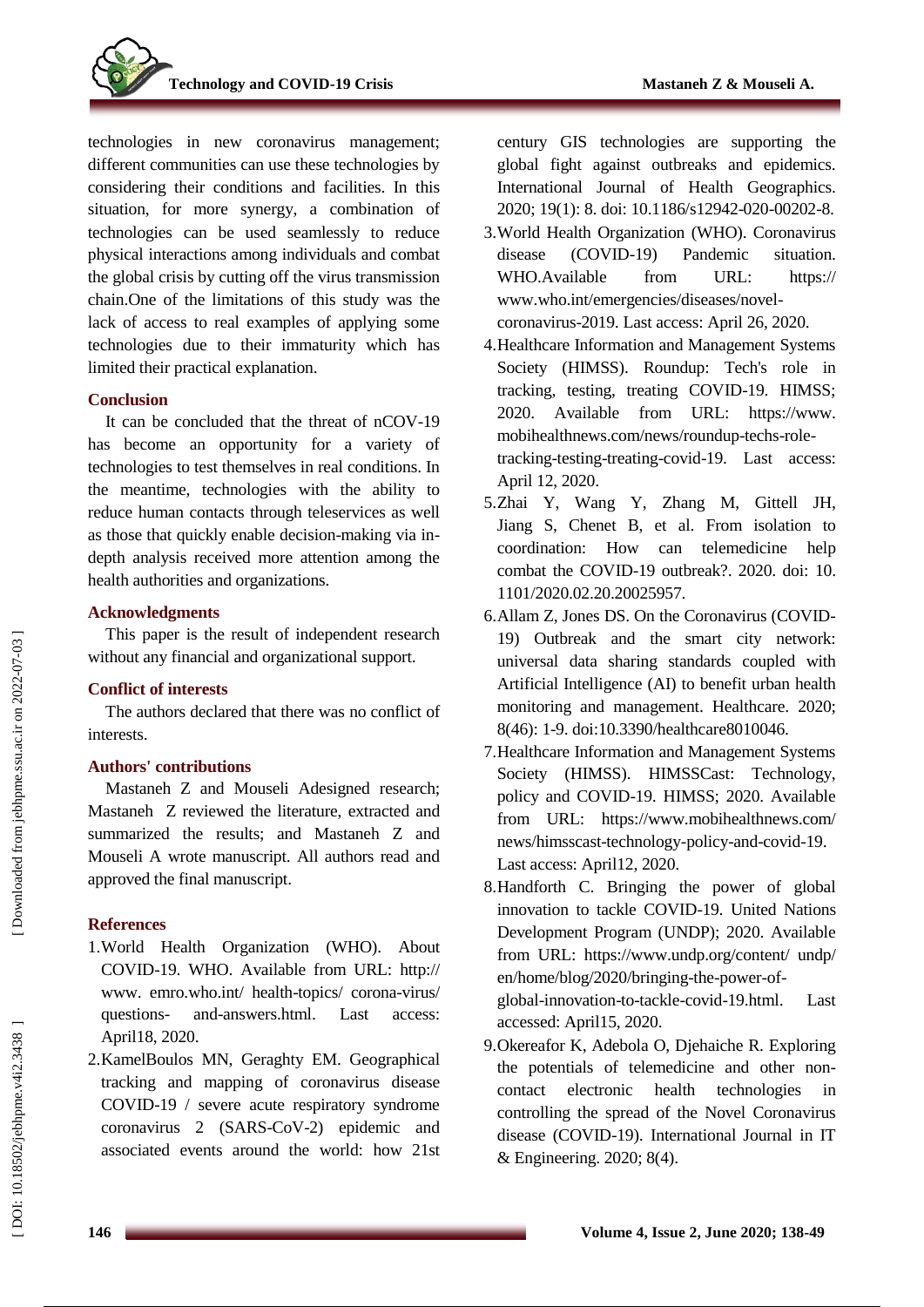technologies in new coronavirus management; different communities can use these technologies by considering their conditions and facilities. In this situation, for more synergy, a combination of technologies can be used seamlessly to reduce physical interactions among individuals and combat the global crisis by cutting off the virus transmission chain.One of the limitations of this study was the lack of access to real examples of applying some technologies due to their immaturity which has limited their practical explanation.

## Conclusion

It can be concluded that the threat of nCOV-19 has become an opportunity for a variety of technologies to test themselves in real conditions. In the meantime, technologies with the ability to reduce human contacts through teleservices as well as those that quickly enable decision-making via in-depth analysis received more attention among the health authorities and organizations.

## Acknowledgments

This paper is the result of independent research without any financial and organizational support.

## Conflict of interests

The authors declared that there was no conflict of interests.

## Authors' contributions

Mastaneh Z and Mouseli Adesigned research; Mastaneh Z reviewed the literature, extracted and summarized the results; and Mastaneh Z and Mouseli A wrote manuscript. All authors read and approved the final manuscript.

## References

1. World Health Organization (WHO). About COVID-19. WHO. Available from URL: http:// www. emro.who.int/ health-topics/ corona-virus/ questions- and-answers.html. Last access: April18, 2020.
2. KamelBoulos MN, Geraghty EM. Geographical tracking and mapping of coronavirus disease COVID-19 / severe acute respiratory syndrome coronavirus 2 (SARS-CoV-2) epidemic and associated events around the world: how 21st century GIS technologies are supporting the global fight against outbreaks and epidemics. International Journal of Health Geographics. 2020; 19(1): 8. doi: 10.1186/s12942-020-00202-8.
3. World Health Organization (WHO). Coronavirus disease (COVID-19) Pandemic situation. WHO.Available from URL: https:// www.who.int/emergencies/diseases/novel-coronavirus-2019. Last access: April 26, 2020.
4. Healthcare Information and Management Systems Society (HIMSS). Roundup: Tech's role in tracking, testing, treating COVID-19. HIMSS; 2020. Available from URL: https://www. mobihealthnews.com/news/roundup-techs-role-tracking-testing-treating-covid-19. Last access: April 12, 2020.
5. Zhai Y, Wang Y, Zhang M, Gittell JH, Jiang S, Chenet B, et al. From isolation to coordination: How can telemedicine help combat the COVID-19 outbreak?. 2020. doi: 10. 1101/2020.02.20.20025957.
6. Allam Z, Jones DS. On the Coronavirus (COVID-19) Outbreak and the smart city network: universal data sharing standards coupled with Artificial Intelligence (AI) to benefit urban health monitoring and management. Healthcare. 2020; 8(46): 1-9. doi:10.3390/healthcare8010046.
7. Healthcare Information and Management Systems Society (HIMSS). HIMSSCast: Technology, policy and COVID-19. HIMSS; 2020. Available from URL: https://www.mobihealthnews.com/ news/himsscast-technology-policy-and-covid-19. Last access: April12, 2020.
8. Handforth C. Bringing the power of global innovation to tackle COVID-19. United Nations Development Program (UNDP); 2020. Available from URL: https://www.undp.org/content/ undp/ en/home/blog/2020/bringing-the-power-of-global-innovation-to-tackle-covid-19.html. Last accessed: April15, 2020.
9. Okereafor K, Adebola O, Djehaiche R. Exploring the potentials of telemedicine and other non-contact electronic health technologies in controlling the spread of the Novel Coronavirus disease (COVID-19). International Journal in IT & Engineering. 2020; 8(4).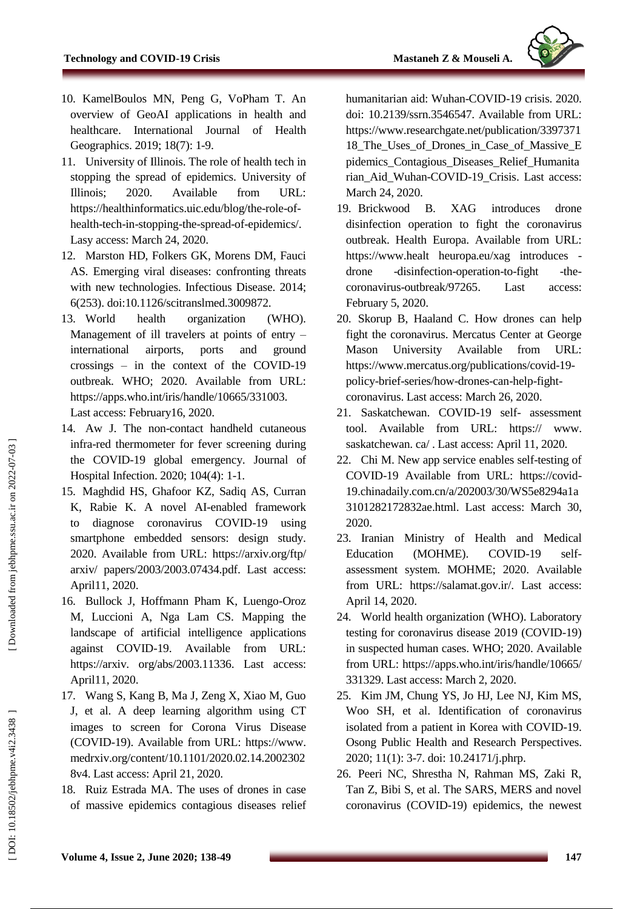10. KamelBoulos MN, Peng G, VoPham T. An overview of GeoAI applications in health and healthcare. International Journal of Health Geographics. 2019; 18(7): 1-9.
11. University of Illinois. The role of health tech in stopping the spread of epidemics. University of Illinois; 2020. Available from URL: https://healthinformatics.uic.edu/blog/the-role-of-health-tech-in-stopping-the-spread-of-epidemics/. Lasy access: March 24, 2020.
12. Marston HD, Folkers GK, Morens DM, Fauci AS. Emerging viral diseases: confronting threats with new technologies. Infectious Disease. 2014; 6(253). doi:10.1126/scitranslmed.3009872.
13. World health organization (WHO). Management of ill travelers at points of entry – international airports, ports and ground crossings – in the context of the COVID-19 outbreak. WHO; 2020. Available from URL: https://apps.who.int/iris/handle/10665/331003. Last access: February16, 2020.
14. Aw J. The non-contact handheld cutaneous infra-red thermometer for fever screening during the COVID-19 global emergency. Journal of Hospital Infection. 2020; 104(4): 1-1.
15. Maghdid HS, Ghafoor KZ, Sadiq AS, Curran K, Rabie K. A novel AI-enabled framework to diagnose coronavirus COVID-19 using smartphone embedded sensors: design study. 2020. Available from URL: https://arxiv.org/ftp/arxiv/ papers/2003/2003.07434.pdf. Last access: April11, 2020.
16. Bullock J, Hoffmann Pham K, Luengo-Oroz M, Luccioni A, Nga Lam CS. Mapping the landscape of artificial intelligence applications against COVID-19. Available from URL: https://arxiv. org/abs/2003.11336. Last access: April11, 2020.
17. Wang S, Kang B, Ma J, Zeng X, Xiao M, Guo J, et al. A deep learning algorithm using CT images to screen for Corona Virus Disease (COVID-19). Available from URL: https://www. medrxiv.org/content/10.1101/2020.02.14.20023028v4. Last access: April 21, 2020.
18. Ruiz Estrada MA. The uses of drones in case of massive epidemics contagious diseases relief humanitarian aid: Wuhan-COVID-19 crisis. 2020. doi: 10.2139/ssrn.3546547. Available from URL: https://www.researchgate.net/publication/339737118_The_Uses_of_Drones_in_Case_of_Massive_Epidemics_Contagious_Diseases_Relief_Humanitarian_Aid_Wuhan-COVID-19_Crisis. Last access: March 24, 2020.
19. Brickwood B. XAG introduces drone disinfection operation to fight the coronavirus outbreak. Health Europa. Available from URL: https://www.healt heuropa.eu/xag introduces -drone -disinfection-operation-to-fight -the-coronavirus-outbreak/97265. Last access: February 5, 2020.
20. Skorup B, Haaland C. How drones can help fight the coronavirus. Mercatus Center at George Mason University Available from URL: https://www.mercatus.org/publications/covid-19-policy-brief-series/how-drones-can-help-fight-coronavirus. Last access: March 26, 2020.
21. Saskatchewan. COVID-19 self- assessment tool. Available from URL: https:// www. saskatchewan. ca/ . Last access: April 11, 2020.
22. Chi M. New app service enables self-testing of COVID-19 Available from URL: https://covid-19.chinadaily.com.cn/a/202003/30/WS5e8294a1a3101282172832ae.html. Last access: March 30, 2020.
23. Iranian Ministry of Health and Medical Education (MOHME). COVID-19 self-assessment system. MOHME; 2020. Available from URL: https://salamat.gov.ir/. Last access: April 14, 2020.
24. World health organization (WHO). Laboratory testing for coronavirus disease 2019 (COVID-19) in suspected human cases. WHO; 2020. Available from URL: https://apps.who.int/iris/handle/10665/331329. Last access: March 2, 2020.
25. Kim JM, Chung YS, Jo HJ, Lee NJ, Kim MS, Woo SH, et al. Identification of coronavirus isolated from a patient in Korea with COVID-19. Osong Public Health and Research Perspectives. 2020; 11(1): 3-7. doi: 10.24171/j.phrp.
26. Peeri NC, Shrestha N, Rahman MS, Zaki R, Tan Z, Bibi S, et al. The SARS, MERS and novel coronavirus (COVID-19) epidemics, the newest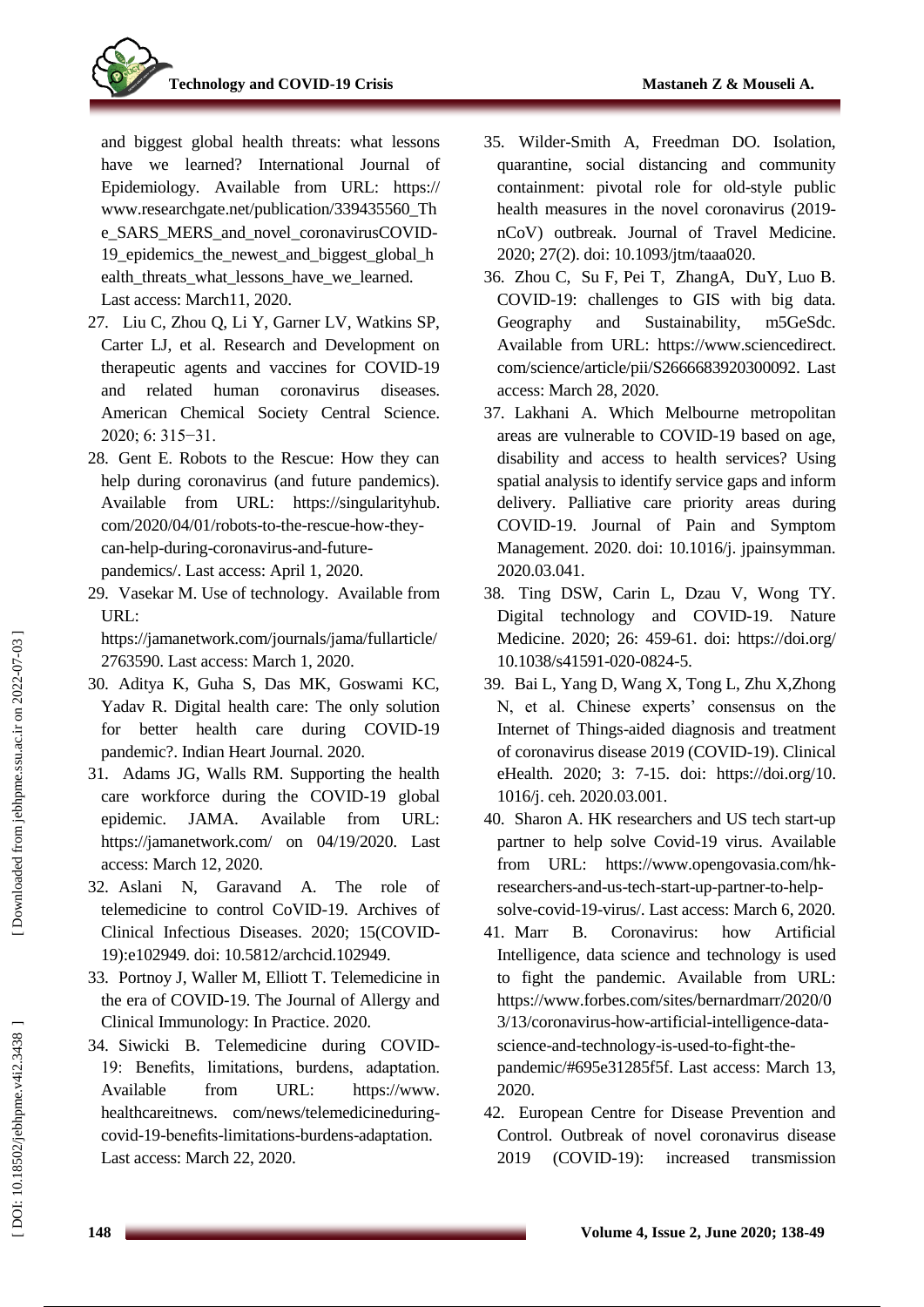and biggest global health threats: what lessons have we learned? International Journal of Epidemiology. Available from URL: https://www.researchgate.net/publication/339435560_The_SARS_MERS_and_novel_coronavirusCOVID-19_epidemics_the_newest_and_biggest_global_health_threats_what_lessons_have_we_learned. Last access: March11, 2020.

27. Liu C, Zhou Q, Li Y, Garner LV, Watkins SP, Carter LJ, et al. Research and Development on therapeutic agents and vaccines for COVID-19 and related human coronavirus diseases. American Chemical Society Central Science. 2020; 6: 315−31.
28. Gent E. Robots to the Rescue: How they can help during coronavirus (and future pandemics). Available from URL: https://singularityhub.com/2020/04/01/robots-to-the-rescue-how-they-can-help-during-coronavirus-and-future-pandemics/. Last access: April 1, 2020.
29. Vasekar M. Use of technology. Available from URL: https://jamanetwork.com/journals/jama/fullarticle/2763590. Last access: March 1, 2020.
30. Aditya K, Guha S, Das MK, Goswami KC, Yadav R. Digital health care: The only solution for better health care during COVID-19 pandemic?. Indian Heart Journal. 2020.
31. Adams JG, Walls RM. Supporting the health care workforce during the COVID-19 global epidemic. JAMA. Available from URL: https://jamanetwork.com/ on 04/19/2020. Last access: March 12, 2020.
32. Aslani N, Garavand A. The role of telemedicine to control CoVID-19. Archives of Clinical Infectious Diseases. 2020; 15(COVID-19):e102949. doi: 10.5812/archcid.102949.
33. Portnoy J, Waller M, Elliott T. Telemedicine in the era of COVID-19. The Journal of Allergy and Clinical Immunology: In Practice. 2020.
34. Siwicki B. Telemedicine during COVID-19: Benefits, limitations, burdens, adaptation. Available from URL: https://www.healthcareitnews. com/news/telemedicineduring-covid-19-benefits-limitations-burdens-adaptation. Last access: March 22, 2020.
35. Wilder-Smith A, Freedman DO. Isolation, quarantine, social distancing and community containment: pivotal role for old-style public health measures in the novel coronavirus (2019-nCoV) outbreak. Journal of Travel Medicine. 2020; 27(2). doi: 10.1093/jtm/taaa020.
36. Zhou C, Su F, Pei T, ZhangA, DuY, Luo B. COVID-19: challenges to GIS with big data. Geography and Sustainability, m5GeSdc. Available from URL: https://www.sciencedirect.com/science/article/pii/S2666683920300092. Last access: March 28, 2020.
37. Lakhani A. Which Melbourne metropolitan areas are vulnerable to COVID-19 based on age, disability and access to health services? Using spatial analysis to identify service gaps and inform delivery. Palliative care priority areas during COVID-19. Journal of Pain and Symptom Management. 2020. doi: 10.1016/j. jpainsymman. 2020.03.041.
38. Ting DSW, Carin L, Dzau V, Wong TY. Digital technology and COVID-19. Nature Medicine. 2020; 26: 459-61. doi: https://doi.org/10.1038/s41591-020-0824-5.
39. Bai L, Yang D, Wang X, Tong L, Zhu X,Zhong N, et al. Chinese experts' consensus on the Internet of Things-aided diagnosis and treatment of coronavirus disease 2019 (COVID-19). Clinical eHealth. 2020; 3: 7-15. doi: https://doi.org/10.1016/j. ceh. 2020.03.001.
40. Sharon A. HK researchers and US tech start-up partner to help solve Covid-19 virus. Available from URL: https://www.opengovasia.com/hk-researchers-and-us-tech-start-up-partner-to-help-solve-covid-19-virus/. Last access: March 6, 2020.
41. Marr B. Coronavirus: how Artificial Intelligence, data science and technology is used to fight the pandemic. Available from URL: https://www.forbes.com/sites/bernardmarr/2020/03/13/coronavirus-how-artificial-intelligence-data-science-and-technology-is-used-to-fight-the-pandemic/#695e31285f5f. Last access: March 13, 2020.
42. European Centre for Disease Prevention and Control. Outbreak of novel coronavirus disease 2019 (COVID-19): increased transmission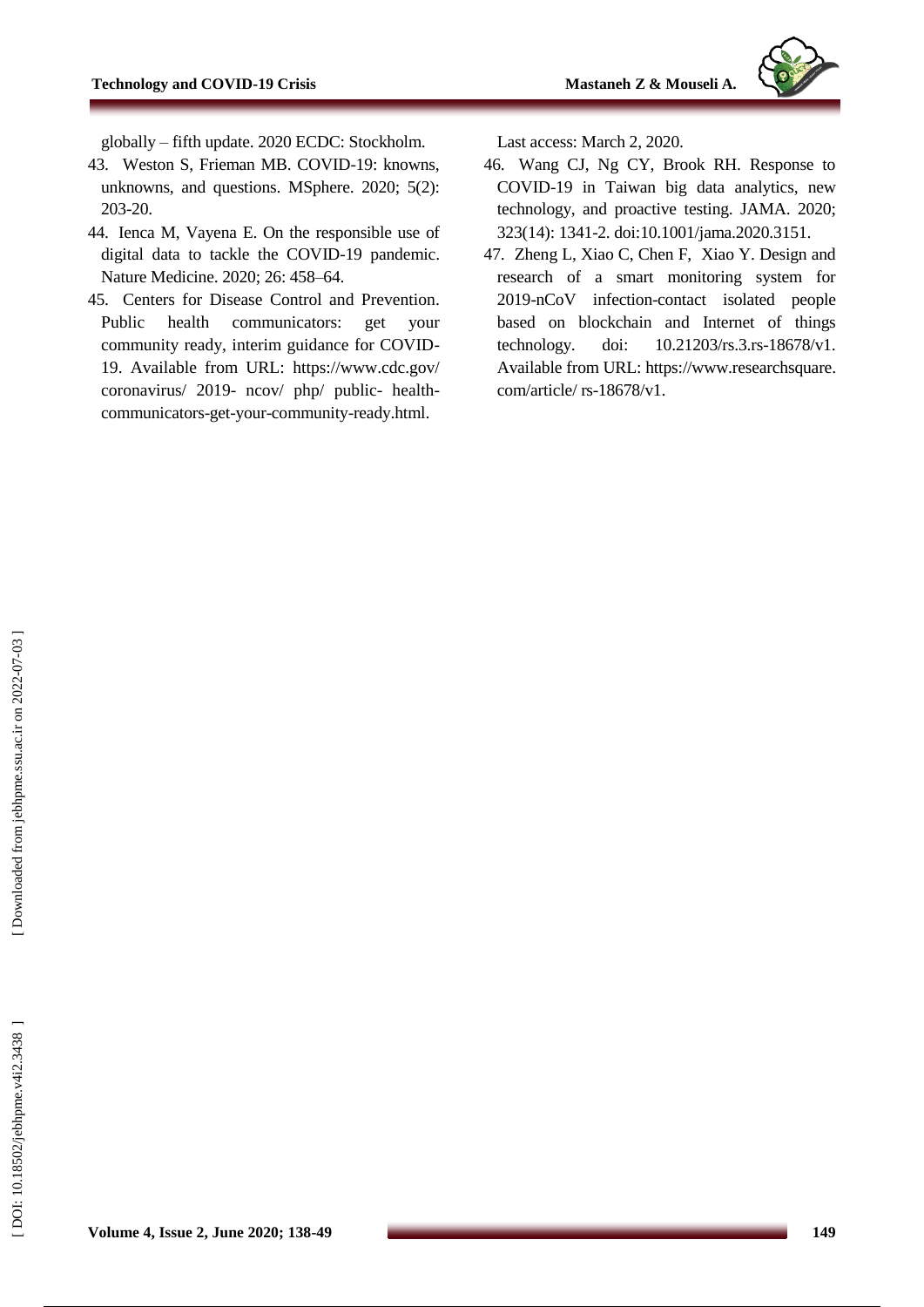globally – fifth update. 2020 ECDC: Stockholm.

43. Weston S, Frieman MB. COVID-19: knowns, unknowns, and questions. MSphere. 2020; 5(2): 203-20.
44. Ienca M, Vayena E. On the responsible use of digital data to tackle the COVID-19 pandemic. Nature Medicine. 2020; 26: 458–64.
45. Centers for Disease Control and Prevention. Public health communicators: get your community ready, interim guidance for COVID-19. Available from URL: https://www.cdc.gov/ coronavirus/ 2019- ncov/ php/ public- health-communicators-get-your-community-ready.html. Last access: March 2, 2020.
46. Wang CJ, Ng CY, Brook RH. Response to COVID-19 in Taiwan big data analytics, new technology, and proactive testing. JAMA. 2020; 323(14): 1341-2. doi:10.1001/jama.2020.3151.
47. Zheng L, Xiao C, Chen F, Xiao Y. Design and research of a smart monitoring system for 2019-nCoV infection-contact isolated people based on blockchain and Internet of things technology. doi: 10.21203/rs.3.rs-18678/v1. Available from URL: https://www.researchsquare.com/article/ rs-18678/v1.